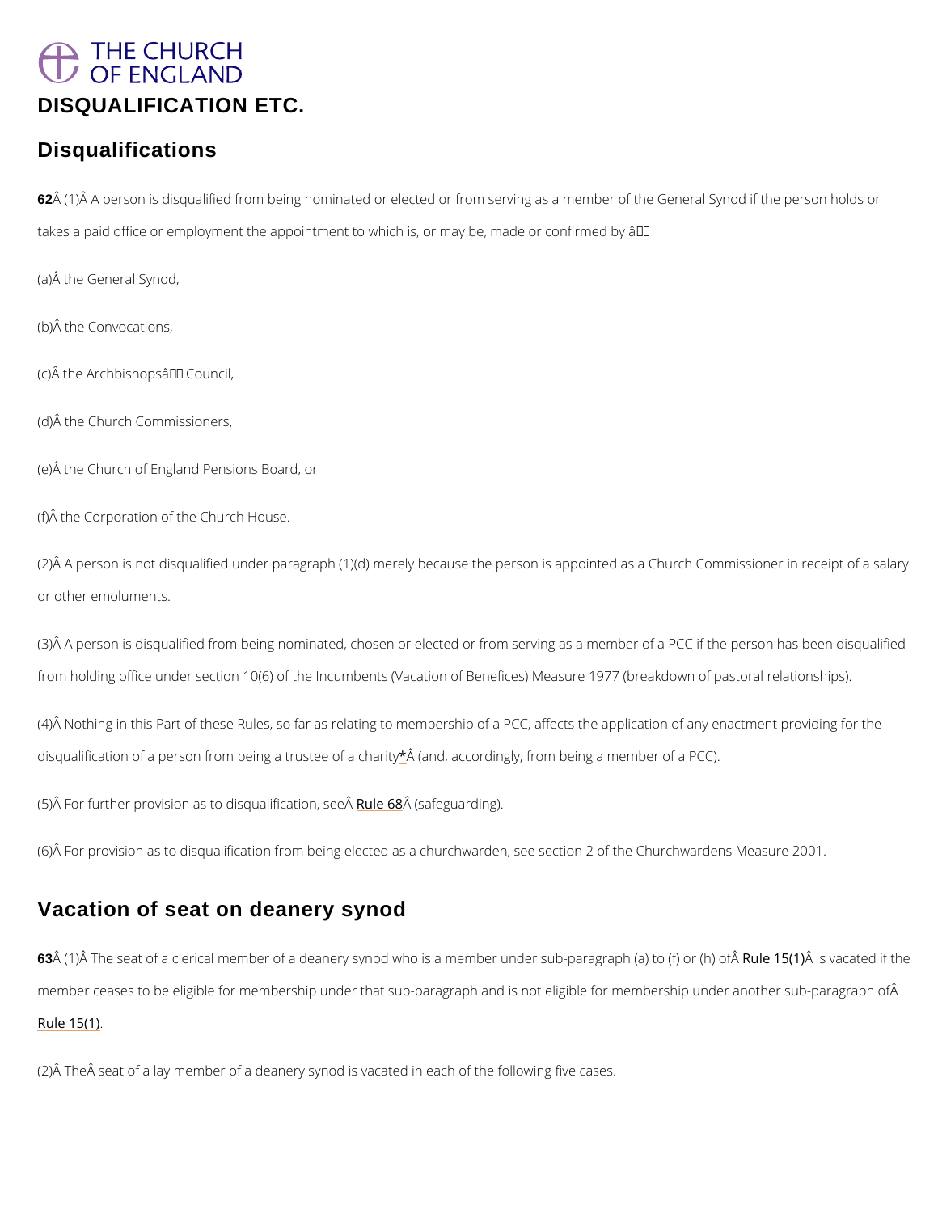# DISQUALIFICATION ETC.

## Disqualifications

**62** (1) A person is disqualified from being nominated or elected or from serving as a member of the General Synod if the person holds or takes a paid office or employment the appointment to which is, or may be, made or confirmed by —

(a) the General Synod,

(b) the Convocations,

(c) the Archbishops' Council,

(d) the Church Commissioners,

(e) the Church of England Pensions Board, or

(f) the Corporation of the Church House.

(2) A person is not disqualified under paragraph (1)(d) merely because the person is appointed as a Church Commissioner in receipt of a salary or other emoluments.

(3) A person is disqualified from being nominated, chosen or elected or from serving as a member of a PCC if the person has been disqualified from holding office under section 10(6) of the Incumbents (Vacation of Benefices) Measure 1977 (breakdown of pastoral relationships).

(4) Nothing in this Part of these Rules, so far as relating to membership of a PCC, affects the application of any enactment providing for the disqualification of a person from being a trustee of a charity* (and, accordingly, from being a member of a PCC).

(5) For further provision as to disqualification, see Rule 68 (safeguarding).

(6) For provision as to disqualification from being elected as a churchwarden, see section 2 of the Churchwardens Measure 2001.

## Vacation of seat on deanery synod

**63** (1) The seat of a clerical member of a deanery synod who is a member under sub-paragraph (a) to (f) or (h) of Rule 15(1) is vacated if the member ceases to be eligible for membership under that sub-paragraph and is not eligible for membership under another sub-paragraph of Rule 15(1).

(2) The seat of a lay member of a deanery synod is vacated in each of the following five cases.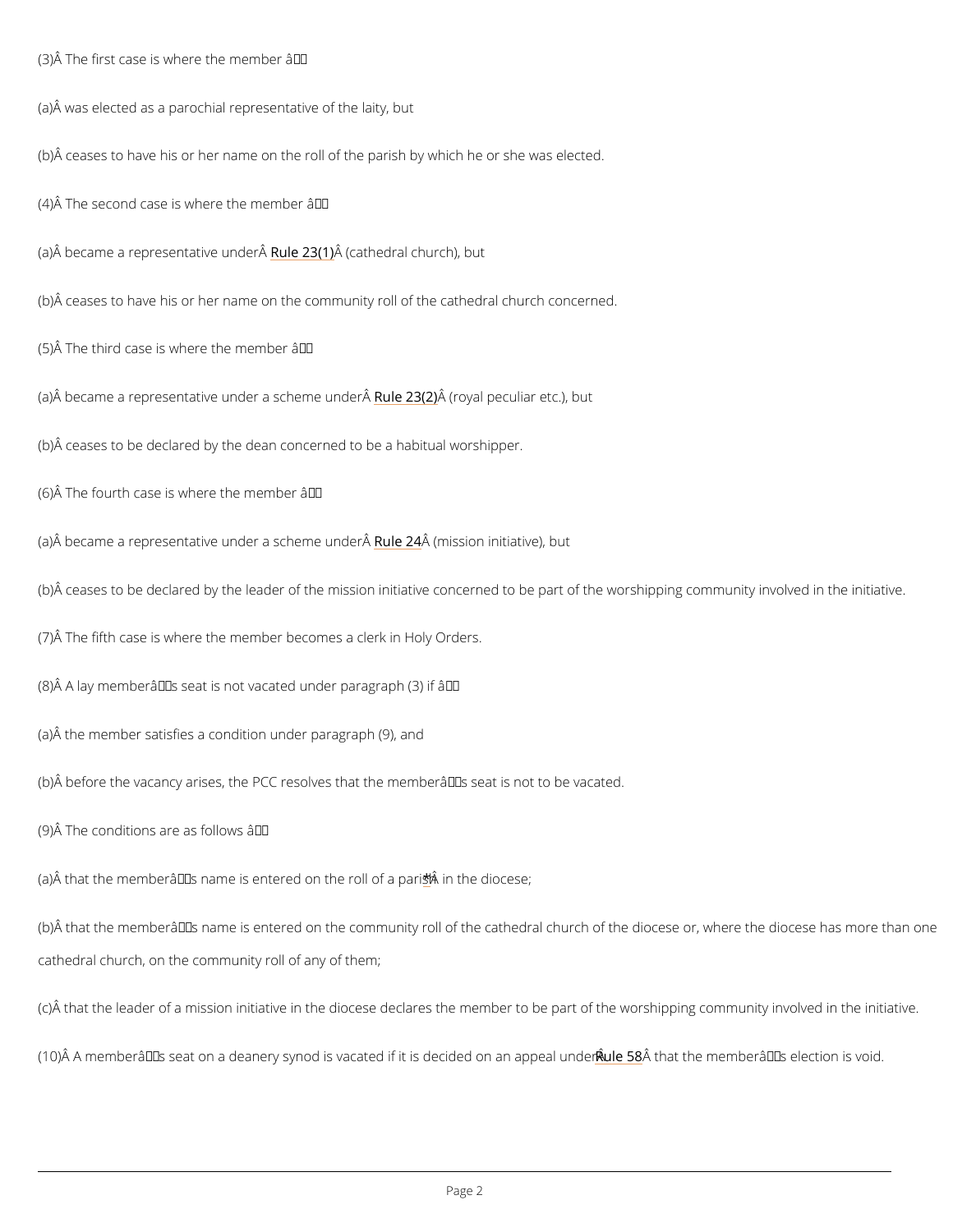(3) The first case is where the member —

(a) was elected as a parochial representative of the laity, but

(b) ceases to have his or her name on the roll of the parish by which he or she was elected.

(4) The second case is where the member —

(a) became a representative under Rule 23(1) (cathedral church), but

(b) ceases to have his or her name on the community roll of the cathedral church concerned.

(5) The third case is where the member —

(a) became a representative under a scheme under Rule 23(2) (royal peculiar etc.), but

(b) ceases to be declared by the dean concerned to be a habitual worshipper.

(6) The fourth case is where the member —

(a) became a representative under a scheme under Rule 24 (mission initiative), but

(b) ceases to be declared by the leader of the mission initiative concerned to be part of the worshipping community involved in the initiative.

(7) The fifth case is where the member becomes a clerk in Holy Orders.

(8) A lay member's seat is not vacated under paragraph (3) if —

(a) the member satisfies a condition under paragraph (9), and

(b) before the vacancy arises, the PCC resolves that the member's seat is not to be vacated.

(9) The conditions are as follows —

(a) that the member's name is entered on the roll of a parish* in the diocese;

(b) that the member's name is entered on the community roll of the cathedral church of the diocese or, where the diocese has more than one cathedral church, on the community roll of any of them;

(c) that the leader of a mission initiative in the diocese declares the member to be part of the worshipping community involved in the initiative.

(10) A member's seat on a deanery synod is vacated if it is decided on an appeal under Rule 58 that the member's election is void.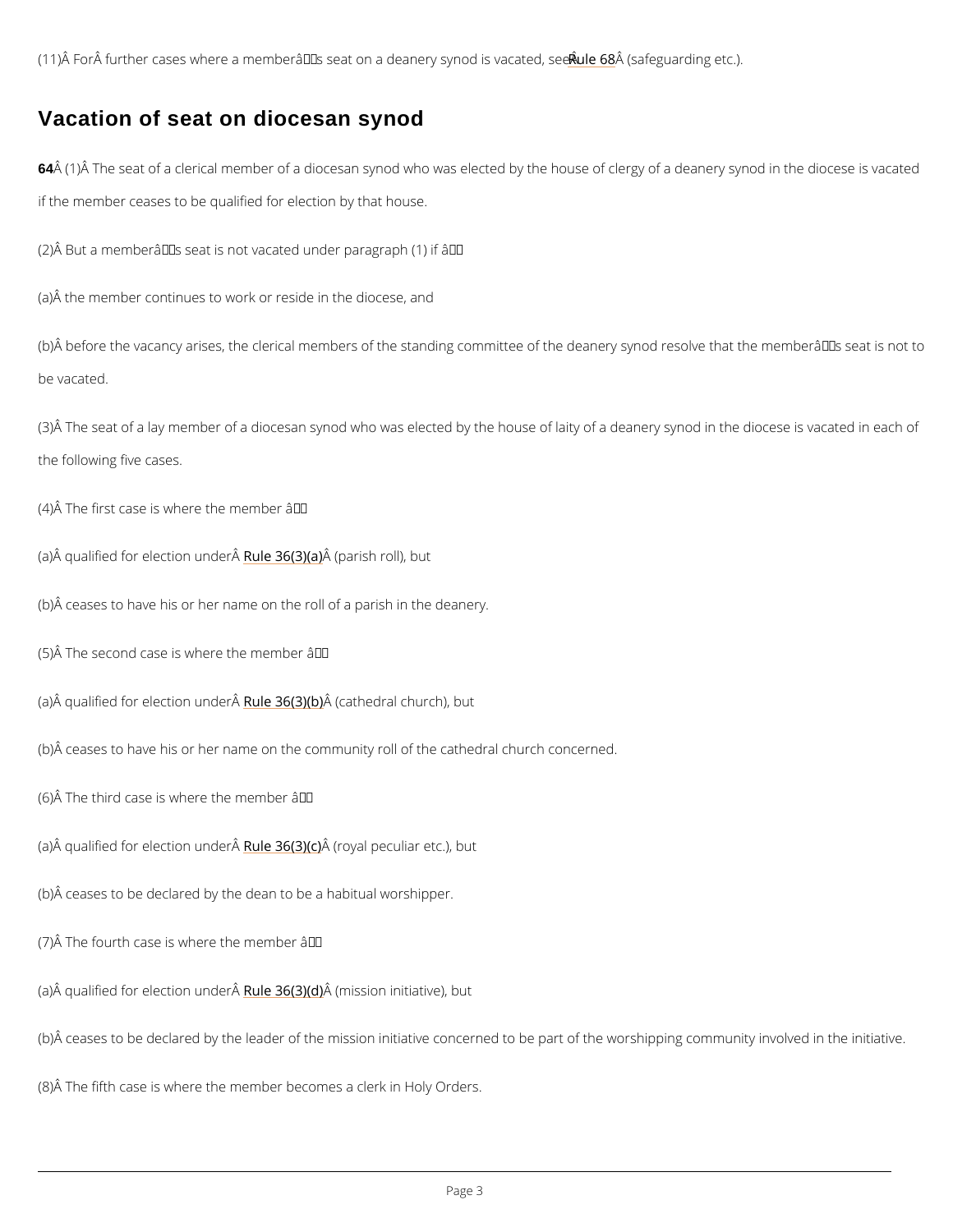(11) For further cases where a member's seat on a deanery synod is vacated, see Rule 68 (safeguarding etc.).

## Vacation of seat on diocesan synod

**64** (1) The seat of a clerical member of a diocesan synod who was elected by the house of clergy of a deanery synod in the diocese is vacated if the member ceases to be qualified for election by that house.

(2) But a member's seat is not vacated under paragraph (1) if —

(a) the member continues to work or reside in the diocese, and

(b) before the vacancy arises, the clerical members of the standing committee of the deanery synod resolve that the member's seat is not to be vacated.

(3) The seat of a lay member of a diocesan synod who was elected by the house of laity of a deanery synod in the diocese is vacated in each of the following five cases.

(4) The first case is where the member —

(a) qualified for election under Rule 36(3)(a) (parish roll), but

(b) ceases to have his or her name on the roll of a parish in the deanery.

(5) The second case is where the member —

(a) qualified for election under Rule 36(3)(b) (cathedral church), but

(b) ceases to have his or her name on the community roll of the cathedral church concerned.

(6) The third case is where the member —

(a) qualified for election under Rule 36(3)(c) (royal peculiar etc.), but

(b) ceases to be declared by the dean to be a habitual worshipper.

(7) The fourth case is where the member —

(a) qualified for election under Rule 36(3)(d) (mission initiative), but

(b) ceases to be declared by the leader of the mission initiative concerned to be part of the worshipping community involved in the initiative.

(8) The fifth case is where the member becomes a clerk in Holy Orders.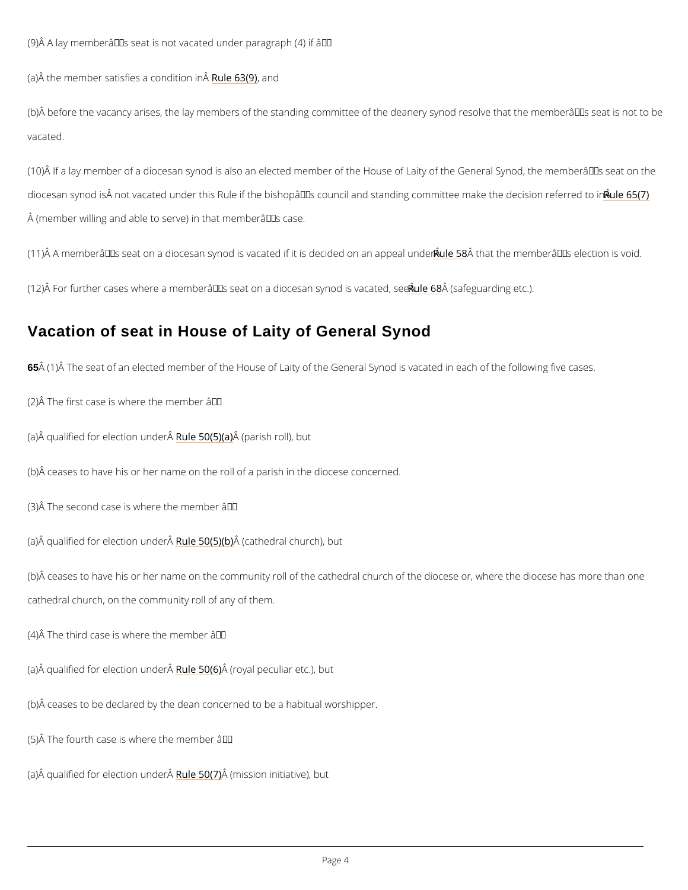(9) A lay member's seat is not vacated under paragraph (4) if —

(a) the member satisfies a condition in Rule 63(9), and

(b) before the vacancy arises, the lay members of the standing committee of the deanery synod resolve that the member's seat is not to be vacated.

(10) If a lay member of a diocesan synod is also an elected member of the House of Laity of the General Synod, the member's seat on the diocesan synod is not vacated under this Rule if the bishop's council and standing committee make the decision referred to in Rule 65(7) (member willing and able to serve) in that member's case.

(11) A member's seat on a diocesan synod is vacated if it is decided on an appeal under Rule 58 that the member's election is void.

(12) For further cases where a member's seat on a diocesan synod is vacated, see Rule 68 (safeguarding etc.).

## Vacation of seat in House of Laity of General Synod

**65** (1) The seat of an elected member of the House of Laity of the General Synod is vacated in each of the following five cases.

(2) The first case is where the member —

(a) qualified for election under Rule 50(5)(a) (parish roll), but

(b) ceases to have his or her name on the roll of a parish in the diocese concerned.

(3) The second case is where the member —

(a) qualified for election under Rule 50(5)(b) (cathedral church), but

(b) ceases to have his or her name on the community roll of the cathedral church of the diocese or, where the diocese has more than one cathedral church, on the community roll of any of them.

(4) The third case is where the member —

(a) qualified for election under Rule 50(6) (royal peculiar etc.), but

(b) ceases to be declared by the dean concerned to be a habitual worshipper.

(5) The fourth case is where the member —

(a) qualified for election under Rule 50(7) (mission initiative), but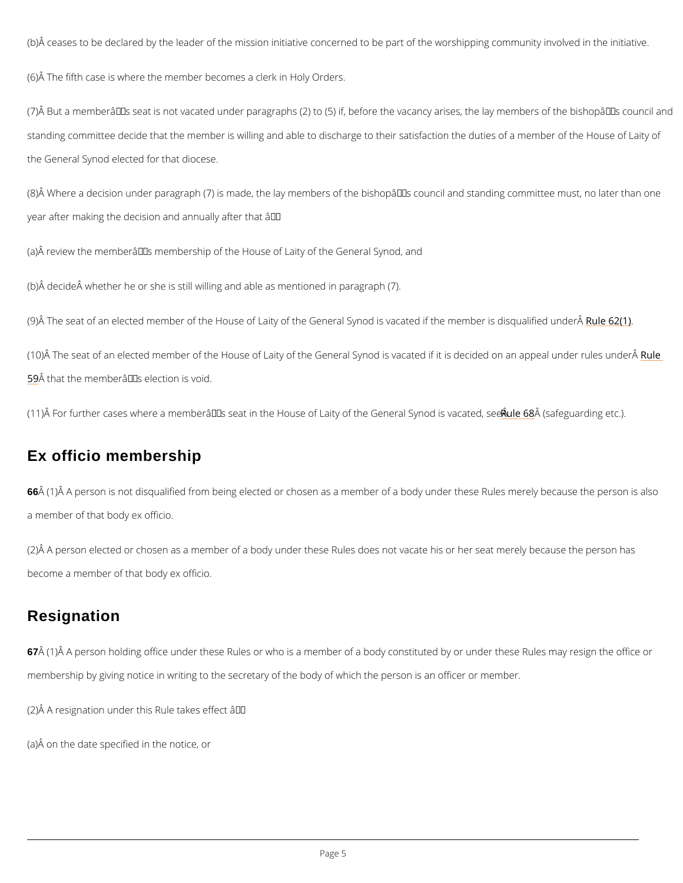(b) ceases to be declared by the leader of the mission initiative concerned to be part of the worshipping community involved in the initiative.

(6) The fifth case is where the member becomes a clerk in Holy Orders.

(7) But a member's seat is not vacated under paragraphs (2) to (5) if, before the vacancy arises, the lay members of the bishop's council and standing committee decide that the member is willing and able to discharge to their satisfaction the duties of a member of the House of Laity of the General Synod elected for that diocese.

(8) Where a decision under paragraph (7) is made, the lay members of the bishop's council and standing committee must, no later than one year after making the decision and annually after that —

(a) review the member's membership of the House of Laity of the General Synod, and

(b) decide whether he or she is still willing and able as mentioned in paragraph (7).

(9) The seat of an elected member of the House of Laity of the General Synod is vacated if the member is disqualified under Rule 62(1).

(10) The seat of an elected member of the House of Laity of the General Synod is vacated if it is decided on an appeal under rules under Rule 59 that the member's election is void.

(11) For further cases where a member's seat in the House of Laity of the General Synod is vacated, see Rule 68 (safeguarding etc.).

## Ex officio membership

**66** (1) A person is not disqualified from being elected or chosen as a member of a body under these Rules merely because the person is also a member of that body ex officio.

(2) A person elected or chosen as a member of a body under these Rules does not vacate his or her seat merely because the person has become a member of that body ex officio.

## Resignation

**67** (1) A person holding office under these Rules or who is a member of a body constituted by or under these Rules may resign the office or membership by giving notice in writing to the secretary of the body of which the person is an officer or member.

(2) A resignation under this Rule takes effect —

(a) on the date specified in the notice, or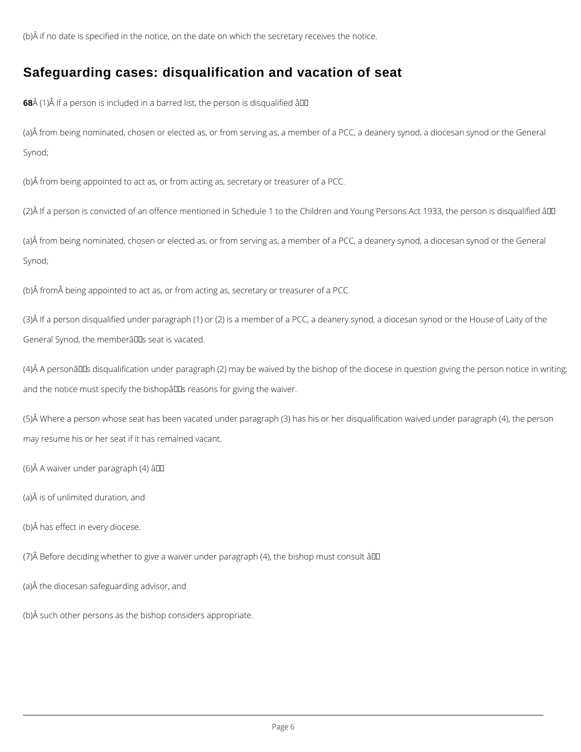(b) if no date is specified in the notice, on the date on which the secretary receives the notice.

## Safeguarding cases: disqualification and vacation of seat

**68** (1) If a person is included in a barred list, the person is disqualified —

(a) from being nominated, chosen or elected as, or from serving as, a member of a PCC, a deanery synod, a diocesan synod or the General Synod;

(b) from being appointed to act as, or from acting as, secretary or treasurer of a PCC.

(2) If a person is convicted of an offence mentioned in Schedule 1 to the Children and Young Persons Act 1933, the person is disqualified —

(a) from being nominated, chosen or elected as, or from serving as, a member of a PCC, a deanery synod, a diocesan synod or the General Synod;

(b) from being appointed to act as, or from acting as, secretary or treasurer of a PCC.

(3) If a person disqualified under paragraph (1) or (2) is a member of a PCC, a deanery synod, a diocesan synod or the House of Laity of the General Synod, the member's seat is vacated.

(4) A person's disqualification under paragraph (2) may be waived by the bishop of the diocese in question giving the person notice in writing; and the notice must specify the bishop's reasons for giving the waiver.

(5) Where a person whose seat has been vacated under paragraph (3) has his or her disqualification waived under paragraph (4), the person may resume his or her seat if it has remained vacant.

(6) A waiver under paragraph (4) —

(a) is of unlimited duration, and

(b) has effect in every diocese.

(7) Before deciding whether to give a waiver under paragraph (4), the bishop must consult —

(a) the diocesan safeguarding advisor, and

(b) such other persons as the bishop considers appropriate.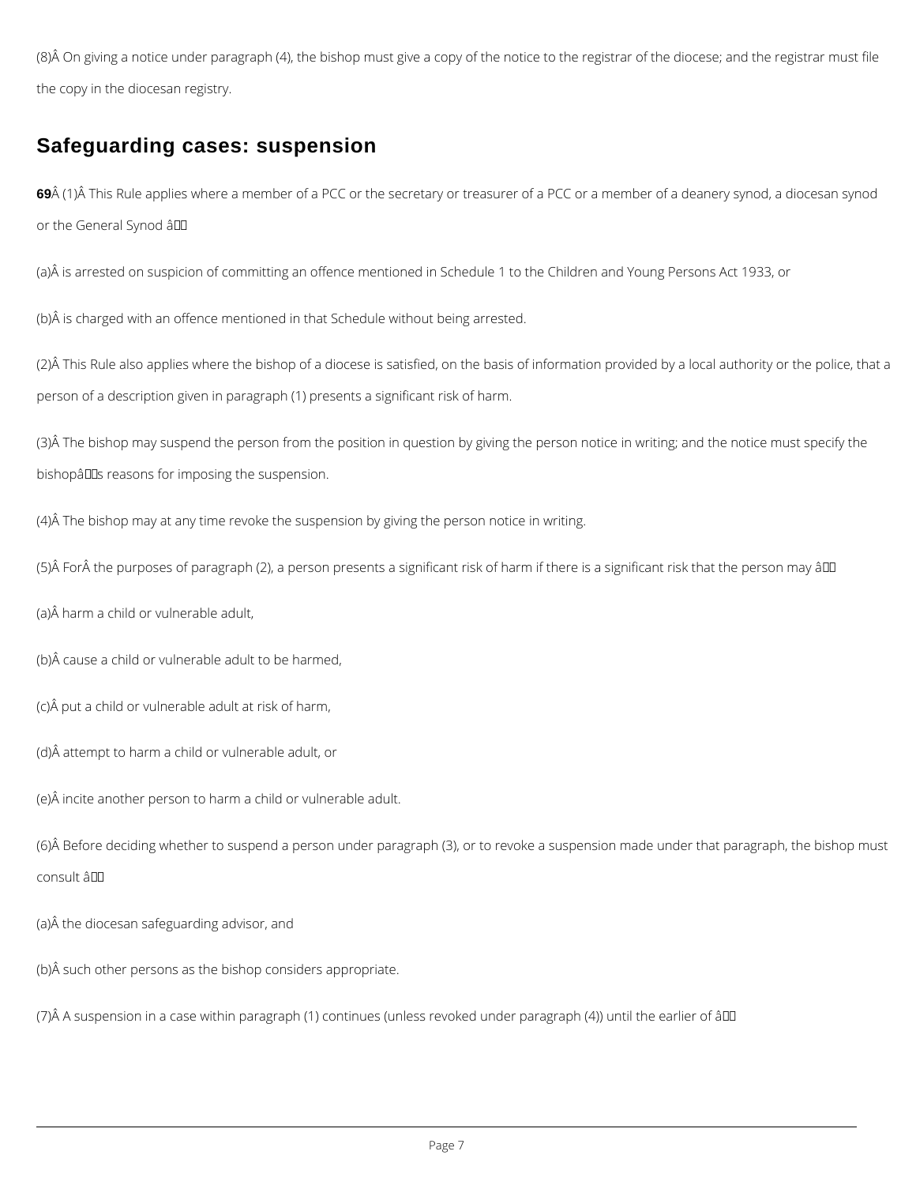(8) On giving a notice under paragraph (4), the bishop must give a copy of the notice to the registrar of the diocese; and the registrar must file the copy in the diocesan registry.

## Safeguarding cases: suspension

**69** (1) This Rule applies where a member of a PCC or the secretary or treasurer of a PCC or a member of a deanery synod, a diocesan synod or the General Synod —

(a) is arrested on suspicion of committing an offence mentioned in Schedule 1 to the Children and Young Persons Act 1933, or

(b) is charged with an offence mentioned in that Schedule without being arrested.

(2) This Rule also applies where the bishop of a diocese is satisfied, on the basis of information provided by a local authority or the police, that a person of a description given in paragraph (1) presents a significant risk of harm.

(3) The bishop may suspend the person from the position in question by giving the person notice in writing; and the notice must specify the bishop's reasons for imposing the suspension.

(4) The bishop may at any time revoke the suspension by giving the person notice in writing.

(5) For the purposes of paragraph (2), a person presents a significant risk of harm if there is a significant risk that the person may —

(a) harm a child or vulnerable adult,

(b) cause a child or vulnerable adult to be harmed,

(c) put a child or vulnerable adult at risk of harm,

(d) attempt to harm a child or vulnerable adult, or

(e) incite another person to harm a child or vulnerable adult.

(6) Before deciding whether to suspend a person under paragraph (3), or to revoke a suspension made under that paragraph, the bishop must consult —

(a) the diocesan safeguarding advisor, and

(b) such other persons as the bishop considers appropriate.

(7) A suspension in a case within paragraph (1) continues (unless revoked under paragraph (4)) until the earlier of —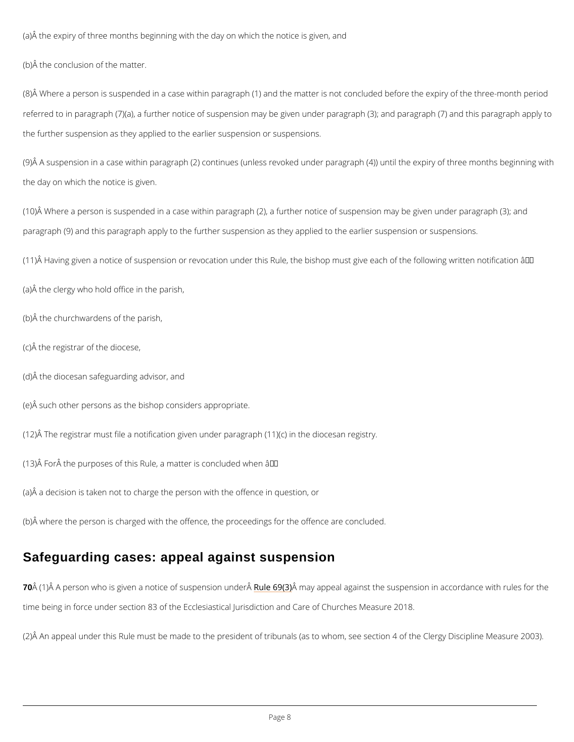(a) the expiry of three months beginning with the day on which the notice is given, and

(b) the conclusion of the matter.

(8) Where a person is suspended in a case within paragraph (1) and the matter is not concluded before the expiry of the three-month period referred to in paragraph (7)(a), a further notice of suspension may be given under paragraph (3); and paragraph (7) and this paragraph apply to the further suspension as they applied to the earlier suspension or suspensions.

(9) A suspension in a case within paragraph (2) continues (unless revoked under paragraph (4)) until the expiry of three months beginning with the day on which the notice is given.

(10) Where a person is suspended in a case within paragraph (2), a further notice of suspension may be given under paragraph (3); and paragraph (9) and this paragraph apply to the further suspension as they applied to the earlier suspension or suspensions.

(11) Having given a notice of suspension or revocation under this Rule, the bishop must give each of the following written notification —

(a) the clergy who hold office in the parish,

(b) the churchwardens of the parish,

(c) the registrar of the diocese,

(d) the diocesan safeguarding advisor, and

(e) such other persons as the bishop considers appropriate.

(12) The registrar must file a notification given under paragraph (11)(c) in the diocesan registry.

(13) For the purposes of this Rule, a matter is concluded when —

(a) a decision is taken not to charge the person with the offence in question, or

(b) where the person is charged with the offence, the proceedings for the offence are concluded.

## Safeguarding cases: appeal against suspension

**70** (1) A person who is given a notice of suspension under Rule 69(3) may appeal against the suspension in accordance with rules for the time being in force under section 83 of the Ecclesiastical Jurisdiction and Care of Churches Measure 2018.

(2) An appeal under this Rule must be made to the president of tribunals (as to whom, see section 4 of the Clergy Discipline Measure 2003).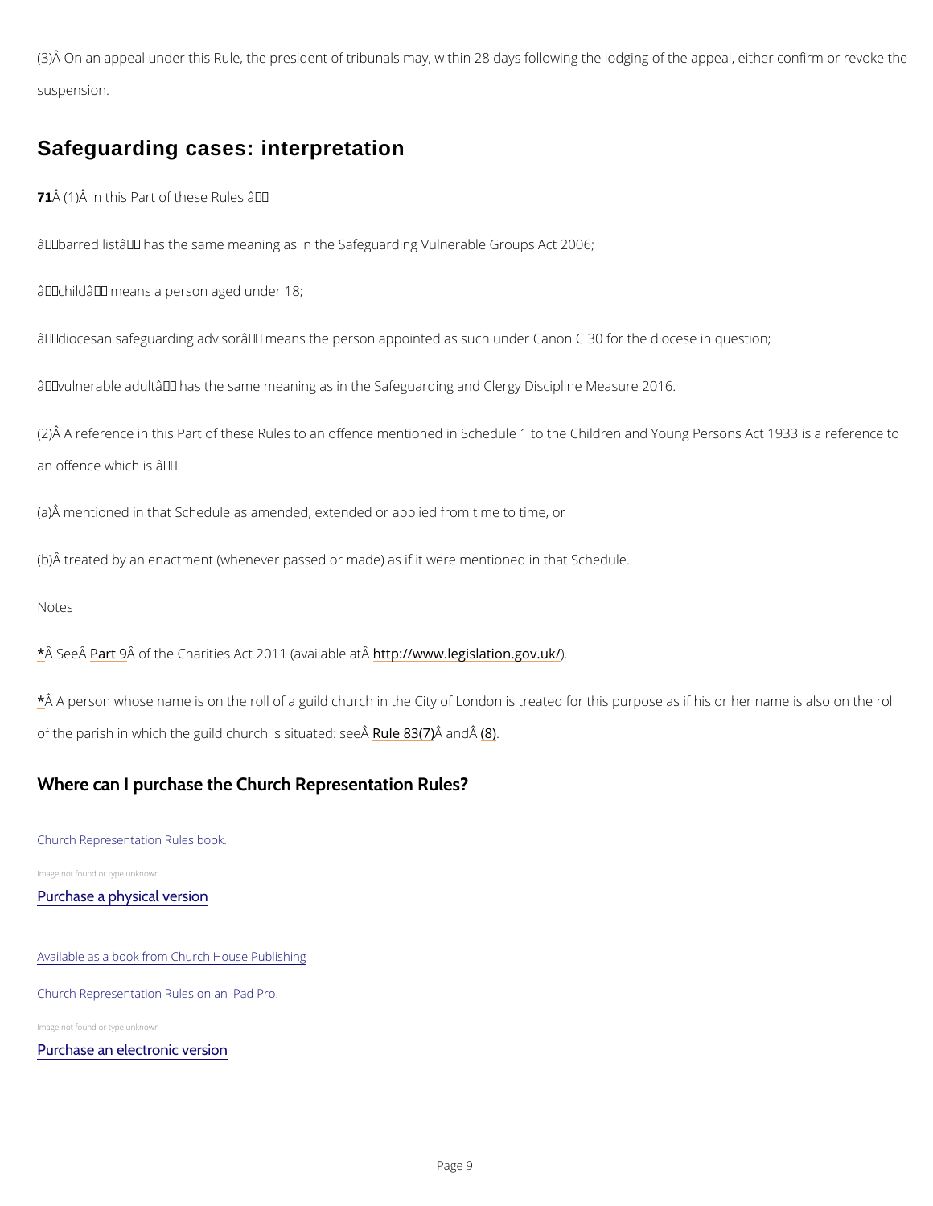(3) On an appeal under this Rule, the president of tribunals may, within 28 days following the lodging of the appeal, either confirm or revoke the suspension.

## Safeguarding cases: interpretation

**71** (1) In this Part of these Rules —

"barred list" has the same meaning as in the Safeguarding Vulnerable Groups Act 2006;

"child" means a person aged under 18;

"diocesan safeguarding advisor" means the person appointed as such under Canon C 30 for the diocese in question;

"vulnerable adult" has the same meaning as in the Safeguarding and Clergy Discipline Measure 2016.

(2) A reference in this Part of these Rules to an offence mentioned in Schedule 1 to the Children and Young Persons Act 1933 is a reference to an offence which is —

(a) mentioned in that Schedule as amended, extended or applied from time to time, or

(b) treated by an enactment (whenever passed or made) as if it were mentioned in that Schedule.

Notes

* See Part 9 of the Charities Act 2011 (available at http://www.legislation.gov.uk/).

* A person whose name is on the roll of a guild church in the City of London is treated for this purpose as if his or her name is also on the roll of the parish in which the guild church is situated: see Rule 83(7) and (8).

## Where can I purchase the Church Representation Rules?

Church Representation Rules book.

Image not found or type unknown

Purchase a physical version

Available as a book from Church House Publishing

Church Representation Rules on an iPad Pro.

Image not found or type unknown

Purchase an electronic version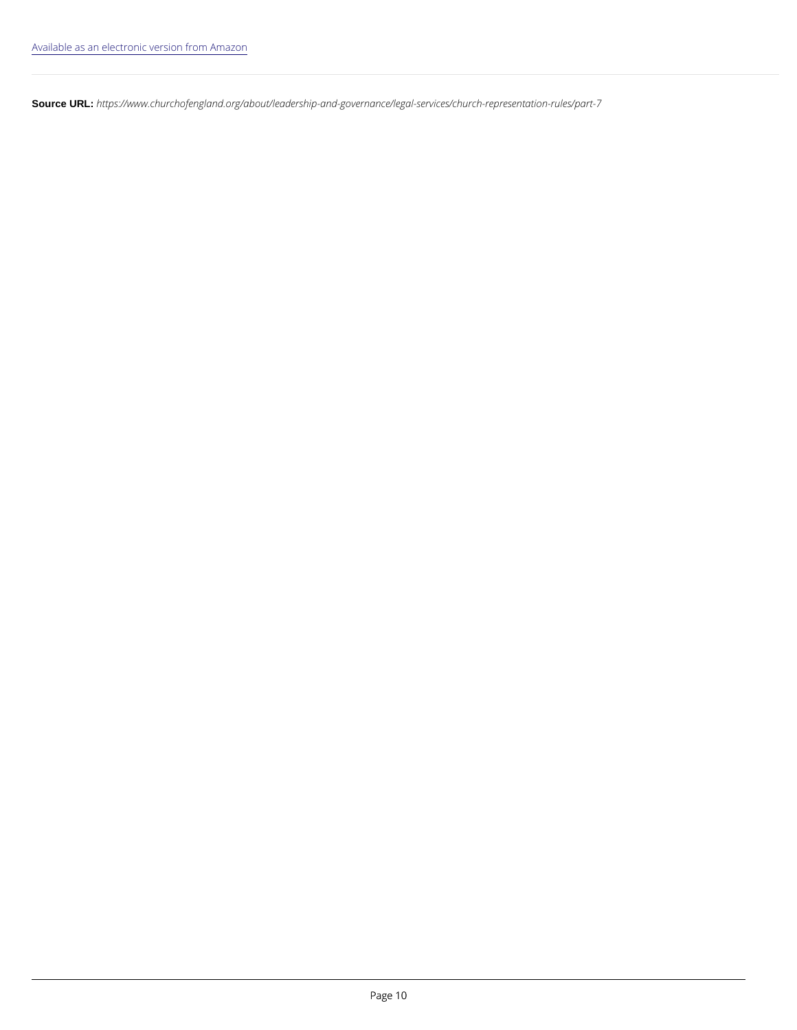[Available as an electronic version from Amazon]

---

**Source URL:** *https://www.churchofengland.org/about/leadership-and-governance/legal-services/church-representation-rules/part-7*